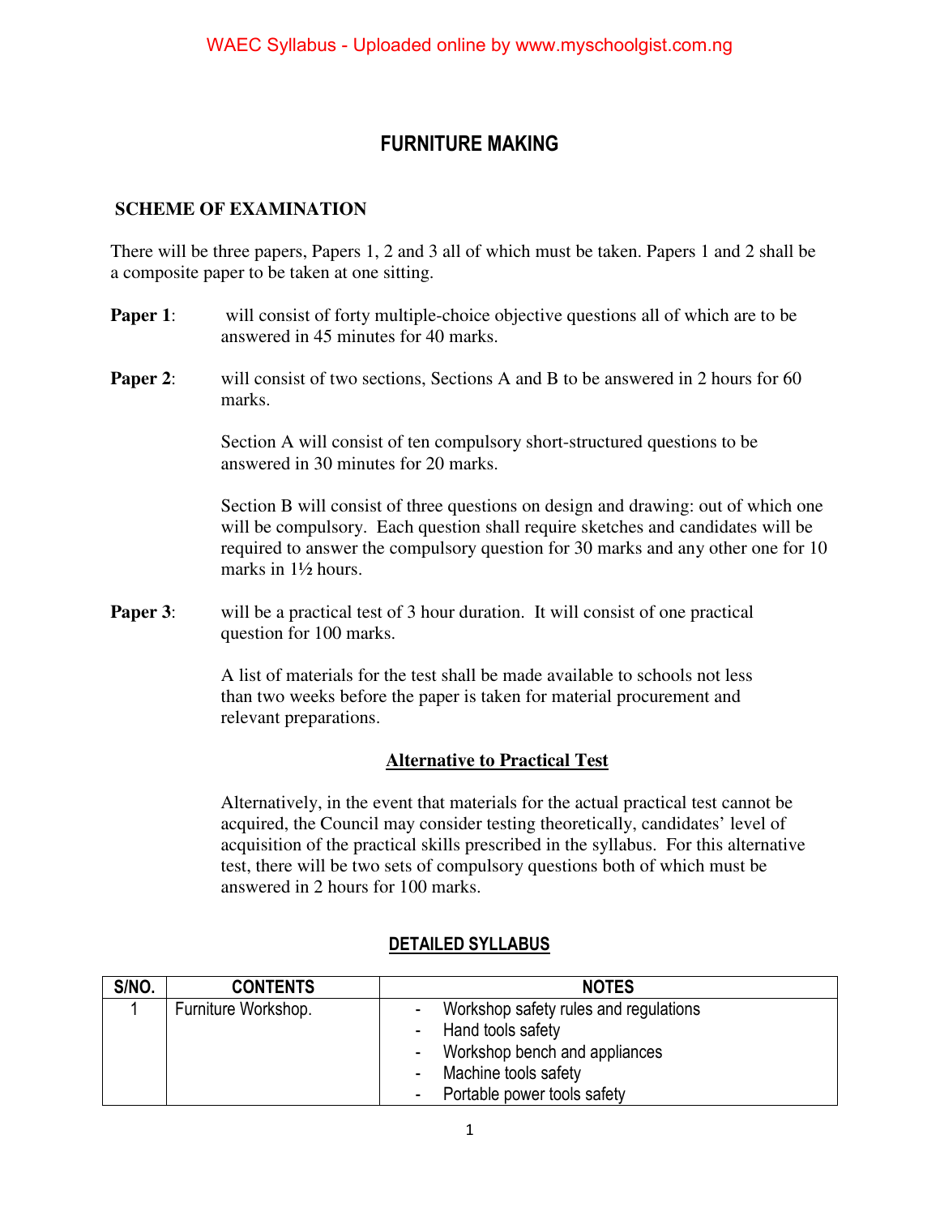# FURNITURE MAKING

## SCHEME OF EXAMINATION

There will be three papers, Papers 1, 2 and 3 all of which must be taken. Papers 1 and 2 shall be a composite paper to be taken at one sitting.

**Paper 1**: will consist of forty multiple-choice objective questions all of which are to be answered in 45 minutes for 40 marks.

**Paper 2**: will consist of two sections, Sections A and B to be answered in 2 hours for 60 marks.

Section A will consist of ten compulsory short-structured questions to be answered in 30 minutes for 20 marks.

Section B will consist of three questions on design and drawing: out of which one will be compulsory. Each question shall require sketches and candidates will be required to answer the compulsory question for 30 marks and any other one for 10 marks in 1½ hours.

**Paper 3**: will be a practical test of 3 hour duration. It will consist of one practical question for 100 marks.

A list of materials for the test shall be made available to schools not less than two weeks before the paper is taken for material procurement and relevant preparations.

### Alternative to Practical Test

Alternatively, in the event that materials for the actual practical test cannot be acquired, the Council may consider testing theoretically, candidates' level of acquisition of the practical skills prescribed in the syllabus. For this alternative test, there will be two sets of compulsory questions both of which must be answered in 2 hours for 100 marks.

## DETAILED SYLLABUS

| S/NO. | CONTENTS | NOTES |
| --- | --- | --- |
| 1 | Furniture Workshop. | - Workshop safety rules and regulations<br>- Hand tools safety<br>- Workshop bench and appliances<br>- Machine tools safety<br>- Portable power tools safety |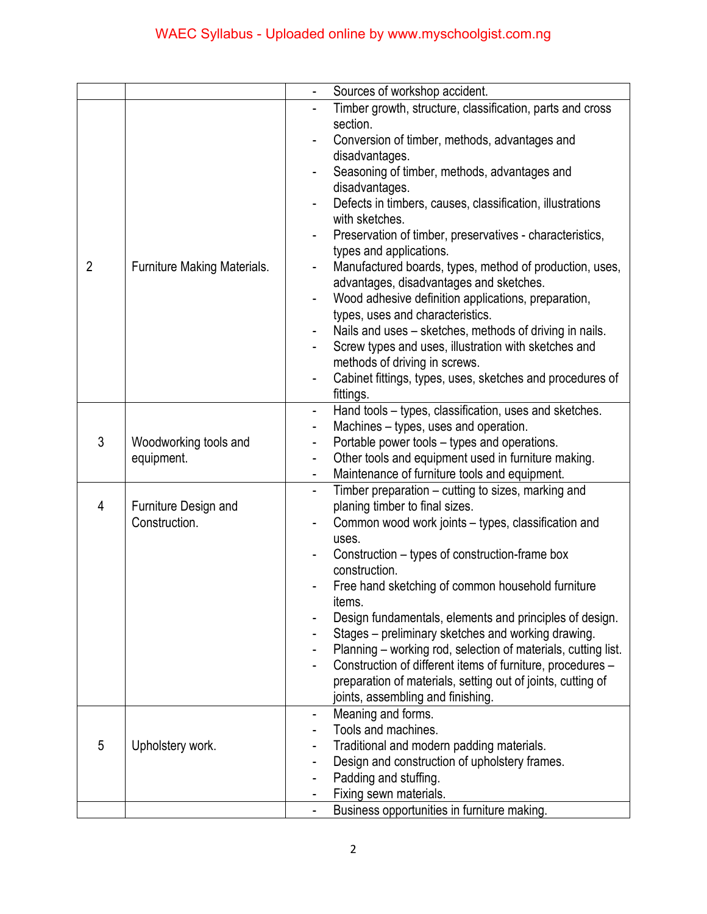| | | |
|---|---|---|
| | | - Sources of workshop accident. |
| 2 | Furniture Making Materials. | - Timber growth, structure, classification, parts and cross section.<br>- Conversion of timber, methods, advantages and disadvantages.<br>- Seasoning of timber, methods, advantages and disadvantages.<br>- Defects in timbers, causes, classification, illustrations with sketches.<br>- Preservation of timber, preservatives - characteristics, types and applications.<br>- Manufactured boards, types, method of production, uses, advantages, disadvantages and sketches.<br>- Wood adhesive definition applications, preparation, types, uses and characteristics.<br>- Nails and uses – sketches, methods of driving in nails.<br>- Screw types and uses, illustration with sketches and methods of driving in screws.<br>- Cabinet fittings, types, uses, sketches and procedures of fittings. |
| 3 | Woodworking tools and equipment. | - Hand tools – types, classification, uses and sketches.<br>- Machines – types, uses and operation.<br>- Portable power tools – types and operations.<br>- Other tools and equipment used in furniture making.<br>- Maintenance of furniture tools and equipment. |
| 4 | Furniture Design and Construction. | - Timber preparation – cutting to sizes, marking and planing timber to final sizes.<br>- Common wood work joints – types, classification and uses.<br>- Construction – types of construction-frame box construction.<br>- Free hand sketching of common household furniture items.<br>- Design fundamentals, elements and principles of design.<br>- Stages – preliminary sketches and working drawing.<br>- Planning – working rod, selection of materials, cutting list.<br>- Construction of different items of furniture, procedures – preparation of materials, setting out of joints, cutting of joints, assembling and finishing. |
| 5 | Upholstery work. | - Meaning and forms.<br>- Tools and machines.<br>- Traditional and modern padding materials.<br>- Design and construction of upholstery frames.<br>- Padding and stuffing.<br>- Fixing sewn materials. |
| | | - Business opportunities in furniture making. |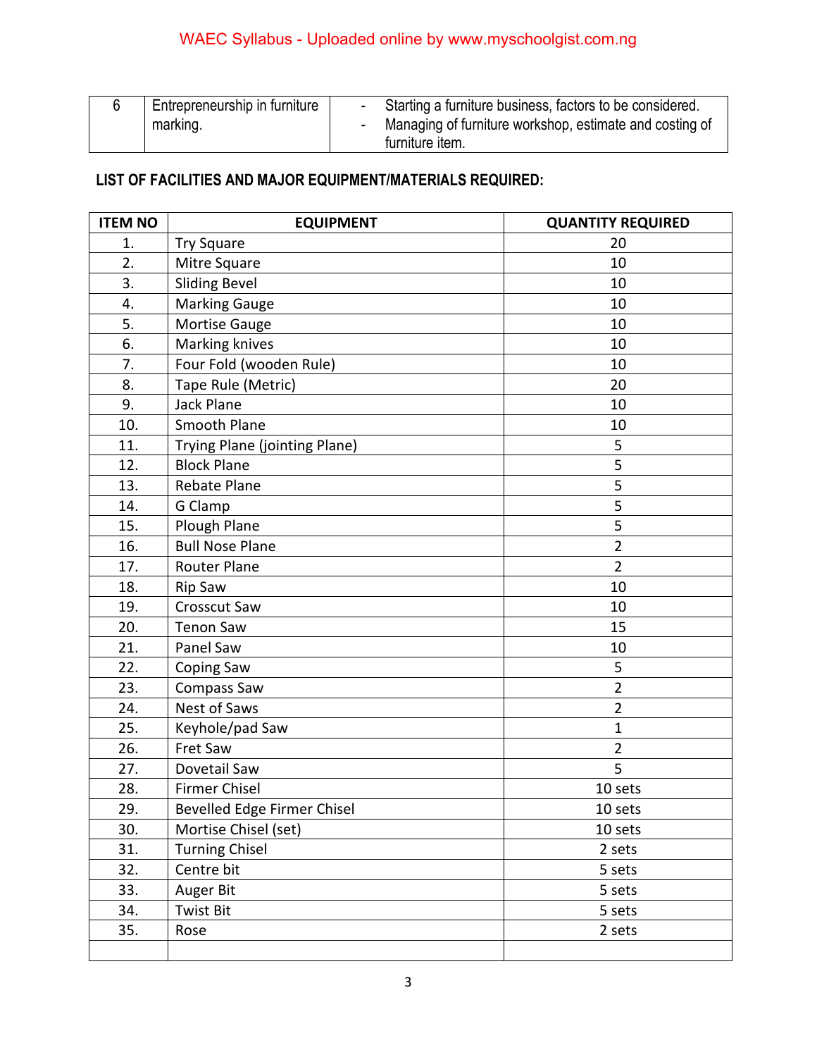| 6 | Entrepreneurship in furniture marking. | - Starting a furniture business, factors to be considered.<br>- Managing of furniture workshop, estimate and costing of furniture item. |
|---|---|---|

**LIST OF FACILITIES AND MAJOR EQUIPMENT/MATERIALS REQUIRED:**

| ITEM NO | EQUIPMENT | QUANTITY REQUIRED |
|---|---|---|
| 1. | Try Square | 20 |
| 2. | Mitre Square | 10 |
| 3. | Sliding Bevel | 10 |
| 4. | Marking Gauge | 10 |
| 5. | Mortise Gauge | 10 |
| 6. | Marking knives | 10 |
| 7. | Four Fold (wooden Rule) | 10 |
| 8. | Tape Rule (Metric) | 20 |
| 9. | Jack Plane | 10 |
| 10. | Smooth Plane | 10 |
| 11. | Trying Plane (jointing Plane) | 5 |
| 12. | Block Plane | 5 |
| 13. | Rebate Plane | 5 |
| 14. | G Clamp | 5 |
| 15. | Plough Plane | 5 |
| 16. | Bull Nose Plane | 2 |
| 17. | Router Plane | 2 |
| 18. | Rip Saw | 10 |
| 19. | Crosscut Saw | 10 |
| 20. | Tenon Saw | 15 |
| 21. | Panel Saw | 10 |
| 22. | Coping Saw | 5 |
| 23. | Compass Saw | 2 |
| 24. | Nest of Saws | 2 |
| 25. | Keyhole/pad Saw | 1 |
| 26. | Fret Saw | 2 |
| 27. | Dovetail Saw | 5 |
| 28. | Firmer Chisel | 10 sets |
| 29. | Bevelled Edge Firmer Chisel | 10 sets |
| 30. | Mortise Chisel (set) | 10 sets |
| 31. | Turning Chisel | 2 sets |
| 32. | Centre bit | 5 sets |
| 33. | Auger Bit | 5 sets |
| 34. | Twist Bit | 5 sets |
| 35. | Rose | 2 sets |
| | | |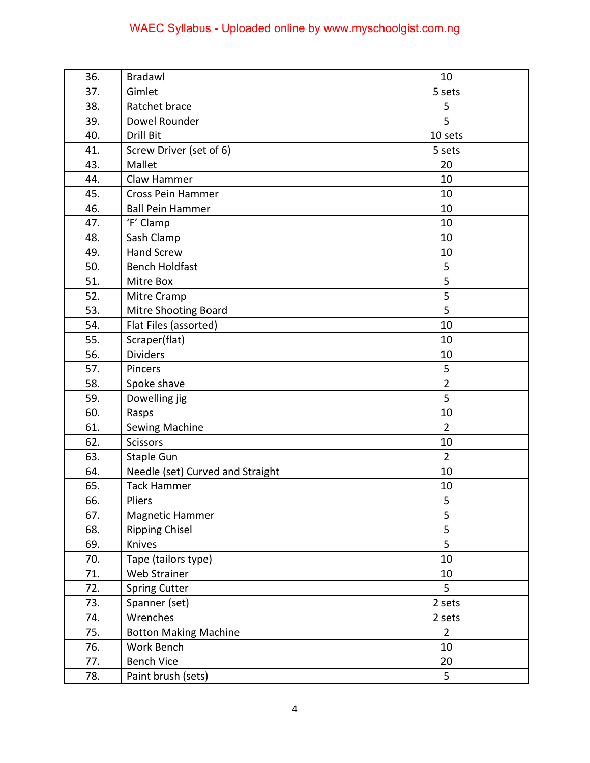| | | |
|---|---|---|
| 36. | Bradawl | 10 |
| 37. | Gimlet | 5 sets |
| 38. | Ratchet brace | 5 |
| 39. | Dowel Rounder | 5 |
| 40. | Drill Bit | 10 sets |
| 41. | Screw Driver (set of 6) | 5 sets |
| 43. | Mallet | 20 |
| 44. | Claw Hammer | 10 |
| 45. | Cross Pein Hammer | 10 |
| 46. | Ball Pein Hammer | 10 |
| 47. | 'F' Clamp | 10 |
| 48. | Sash Clamp | 10 |
| 49. | Hand Screw | 10 |
| 50. | Bench Holdfast | 5 |
| 51. | Mitre Box | 5 |
| 52. | Mitre Cramp | 5 |
| 53. | Mitre Shooting Board | 5 |
| 54. | Flat Files (assorted) | 10 |
| 55. | Scraper(flat) | 10 |
| 56. | Dividers | 10 |
| 57. | Pincers | 5 |
| 58. | Spoke shave | 2 |
| 59. | Dowelling jig | 5 |
| 60. | Rasps | 10 |
| 61. | Sewing Machine | 2 |
| 62. | Scissors | 10 |
| 63. | Staple Gun | 2 |
| 64. | Needle (set) Curved and Straight | 10 |
| 65. | Tack Hammer | 10 |
| 66. | Pliers | 5 |
| 67. | Magnetic Hammer | 5 |
| 68. | Ripping Chisel | 5 |
| 69. | Knives | 5 |
| 70. | Tape (tailors type) | 10 |
| 71. | Web Strainer | 10 |
| 72. | Spring Cutter | 5 |
| 73. | Spanner (set) | 2 sets |
| 74. | Wrenches | 2 sets |
| 75. | Botton Making Machine | 2 |
| 76. | Work Bench | 10 |
| 77. | Bench Vice | 20 |
| 78. | Paint brush (sets) | 5 |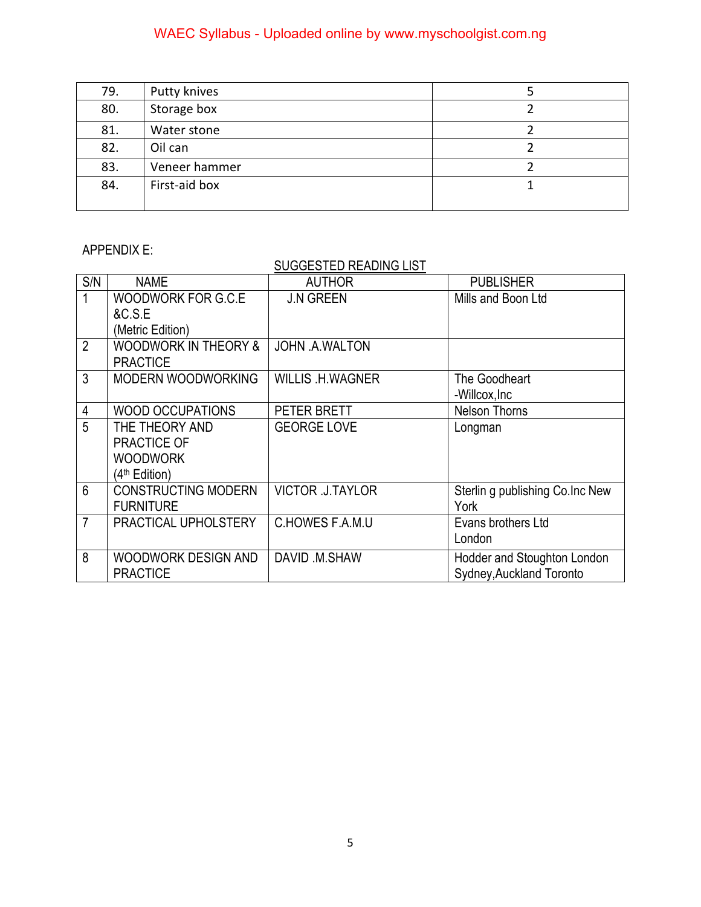| | | |
|---|---|---|
| 79. | Putty knives | 5 |
| 80. | Storage box | 2 |
| 81. | Water stone | 2 |
| 82. | Oil can | 2 |
| 83. | Veneer hammer | 2 |
| 84. | First-aid box | 1 |

APPENDIX E:

SUGGESTED READING LIST

| S/N | NAME | AUTHOR | PUBLISHER |
|---|---|---|---|
| 1 | WOODWORK FOR G.C.E &C.S.E (Metric Edition) | J.N GREEN | Mills and Boon Ltd |
| 2 | WOODWORK IN THEORY & PRACTICE | JOHN .A.WALTON | |
| 3 | MODERN WOODWORKING | WILLIS .H.WAGNER | The Goodheart -Willcox,Inc |
| 4 | WOOD OCCUPATIONS | PETER BRETT | Nelson Thorns |
| 5 | THE THEORY AND PRACTICE OF WOODWORK (4th Edition) | GEORGE LOVE | Longman |
| 6 | CONSTRUCTING MODERN FURNITURE | VICTOR .J.TAYLOR | Sterlin g publishing Co.Inc New York |
| 7 | PRACTICAL UPHOLSTERY | C.HOWES F.A.M.U | Evans brothers Ltd London |
| 8 | WOODWORK DESIGN AND PRACTICE | DAVID .M.SHAW | Hodder and Stoughton London Sydney,Auckland Toronto |